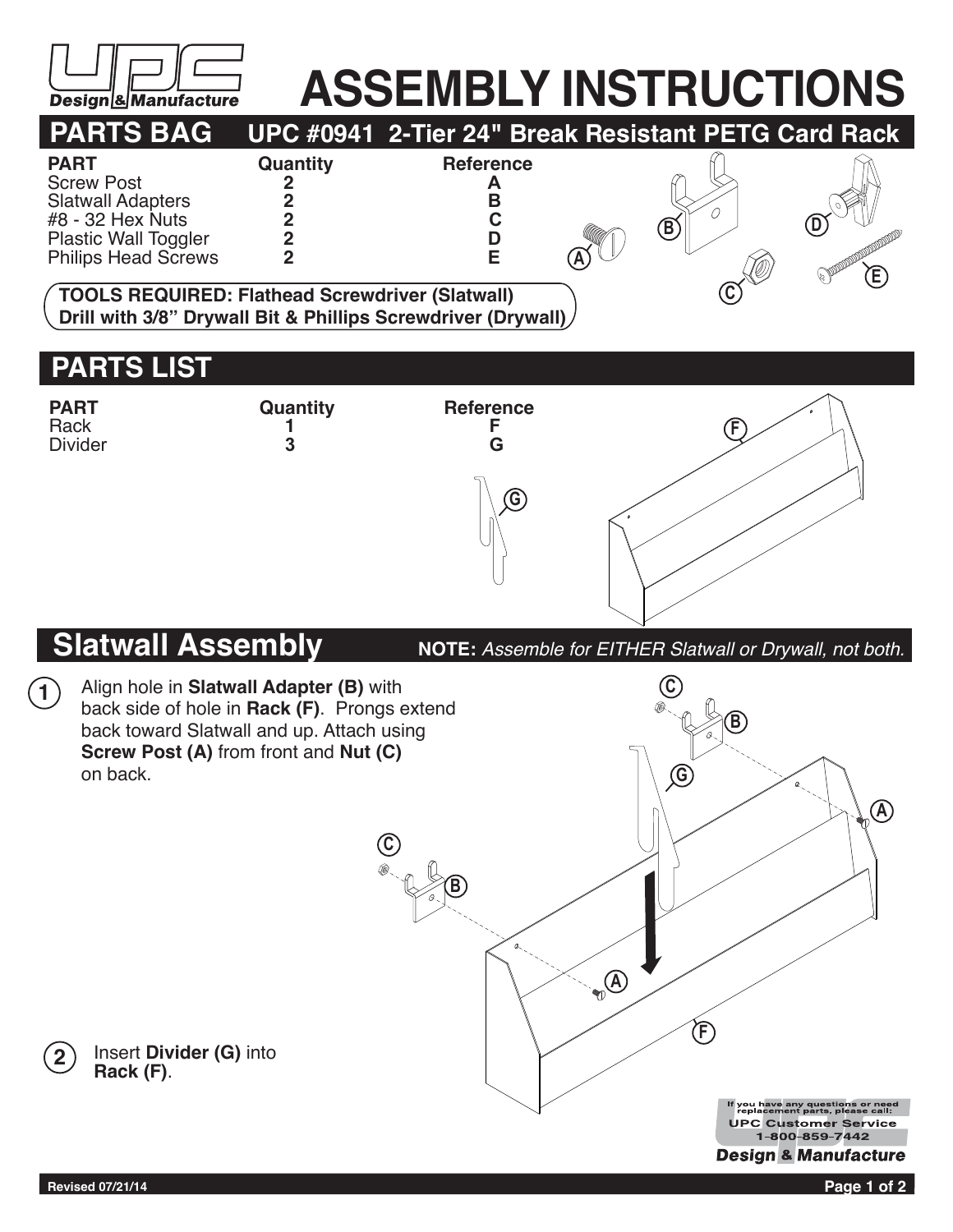# ASSEMBLY INSTRUCTIONS

UPC Design & Manufacture

## PARTS BAG UPC #0941 2-Tier 24" Break Resistant PETG Card Rack

| PART | Quantity | Reference |
|---|---|---|
| Screw Post | 2 | A |
| Slatwall Adapters | 2 | B |
| #8 - 32 Hex Nuts | 2 | C |
| Plastic Wall Toggler | 2 | D |
| Philips Head Screws | 2 | E |

**TOOLS REQUIRED: Flathead Screwdriver (Slatwall)**
**Drill with 3/8" Drywall Bit & Phillips Screwdriver (Drywall)**

## PARTS LIST

| PART | Quantity | Reference |
|---|---|---|
| Rack | 1 | F |
| Divider | 3 | G |

## Slatwall Assembly

**NOTE:** *Assemble for EITHER Slatwall or Drywall, not both.*

1. Align hole in **Slatwall Adapter (B)** with back side of hole in **Rack (F)**. Prongs extend back toward Slatwall and up. Attach using **Screw Post (A)** from front and **Nut (C)** on back.

2. Insert **Divider (G)** into **Rack (F)**.

If you have any questions or need replacement parts, please call:
UPC Customer Service
1-800-859-7442
Design & Manufacture

Revised 07/21/14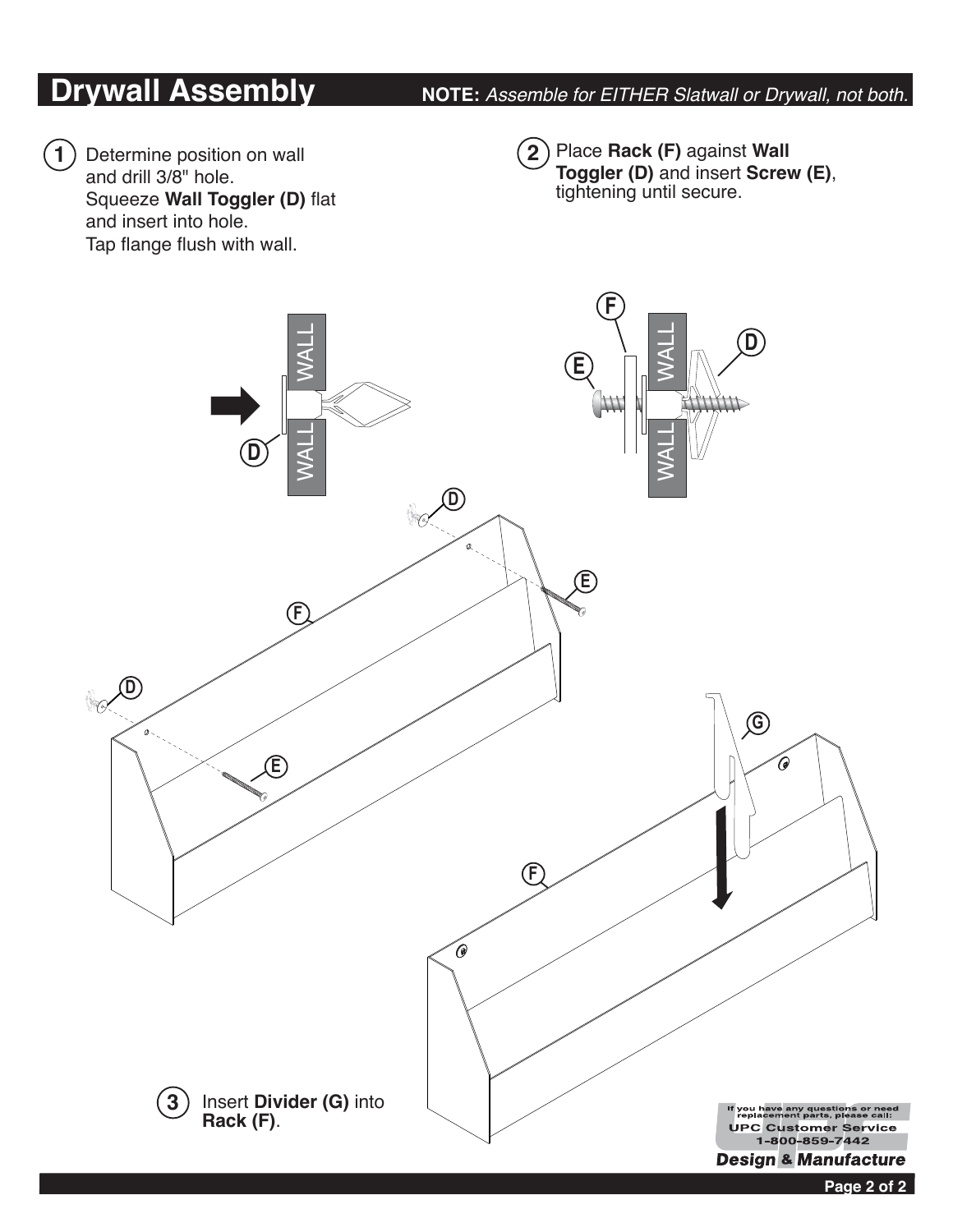# Drywall Assembly

**NOTE:** *Assemble for EITHER Slatwall or Drywall, not both.*

1. Determine position on wall and drill 3/8" hole. Squeeze **Wall Toggler (D)** flat and insert into hole. Tap flange flush with wall.

2. Place **Rack (F)** against **Wall Toggler (D)** and insert **Screw (E)**, tightening until secure.

3. Insert **Divider (G)** into **Rack (F)**.

If you have any questions or need replacement parts, please call:
UPC Customer Service
1-800-859-7442
*Design & Manufacture*